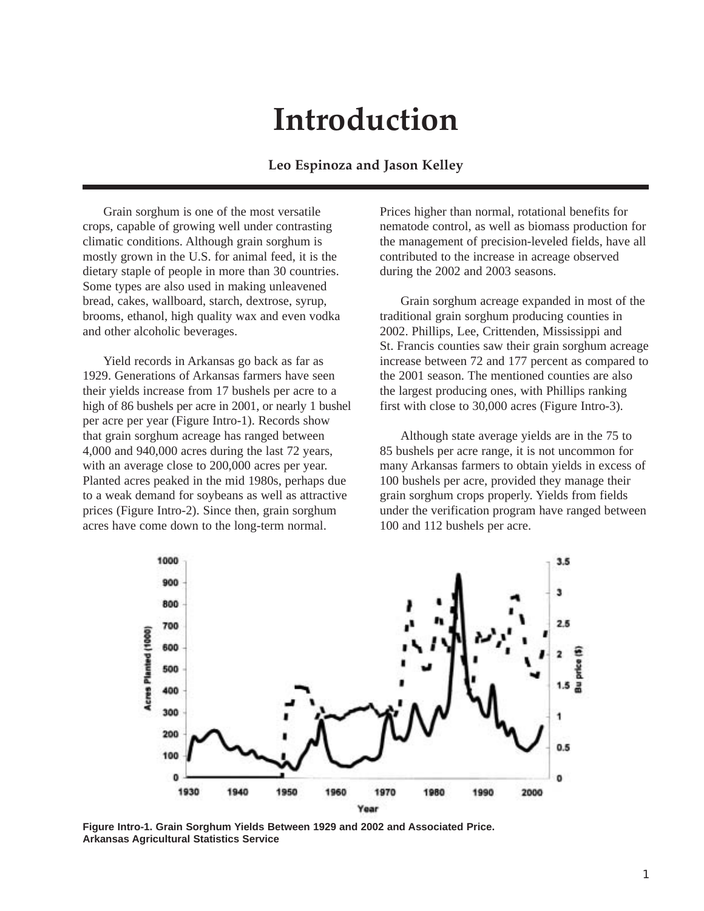# Introduction

**Leo Espinoza and Jason Kelley**

Grain sorghum is one of the most versatile crops, capable of growing well under contrasting climatic conditions. Although grain sorghum is mostly grown in the U.S. for animal feed, it is the dietary staple of people in more than 30 countries. Some types are also used in making unleavened bread, cakes, wallboard, starch, dextrose, syrup, brooms, ethanol, high quality wax and even vodka and other alcoholic beverages.

Yield records in Arkansas go back as far as 1929. Generations of Arkansas farmers have seen their yields increase from 17 bushels per acre to a high of 86 bushels per acre in 2001, or nearly 1 bushel per acre per year (Figure Intro-1). Records show that grain sorghum acreage has ranged between 4,000 and 940,000 acres during the last 72 years, with an average close to 200,000 acres per year. Planted acres peaked in the mid 1980s, perhaps due to a weak demand for soybeans as well as attractive prices (Figure Intro-2). Since then, grain sorghum acres have come down to the long-term normal. Prices higher than normal, rotational benefits for nematode control, as well as biomass production for the management of precision-leveled fields, have all contributed to the increase in acreage observed during the 2002 and 2003 seasons.

Grain sorghum acreage expanded in most of the traditional grain sorghum producing counties in 2002. Phillips, Lee, Crittenden, Mississippi and St. Francis counties saw their grain sorghum acreage increase between 72 and 177 percent as compared to the 2001 season. The mentioned counties are also the largest producing ones, with Phillips ranking first with close to 30,000 acres (Figure Intro-3).

Although state average yields are in the 75 to 85 bushels per acre range, it is not uncommon for many Arkansas farmers to obtain yields in excess of 100 bushels per acre, provided they manage their grain sorghum crops properly. Yields from fields under the verification program have ranged between 100 and 112 bushels per acre.

**Figure Intro-1. Grain Sorghum Yields Between 1929 and 2002 and Associated Price. Arkansas Agricultural Statistics Service**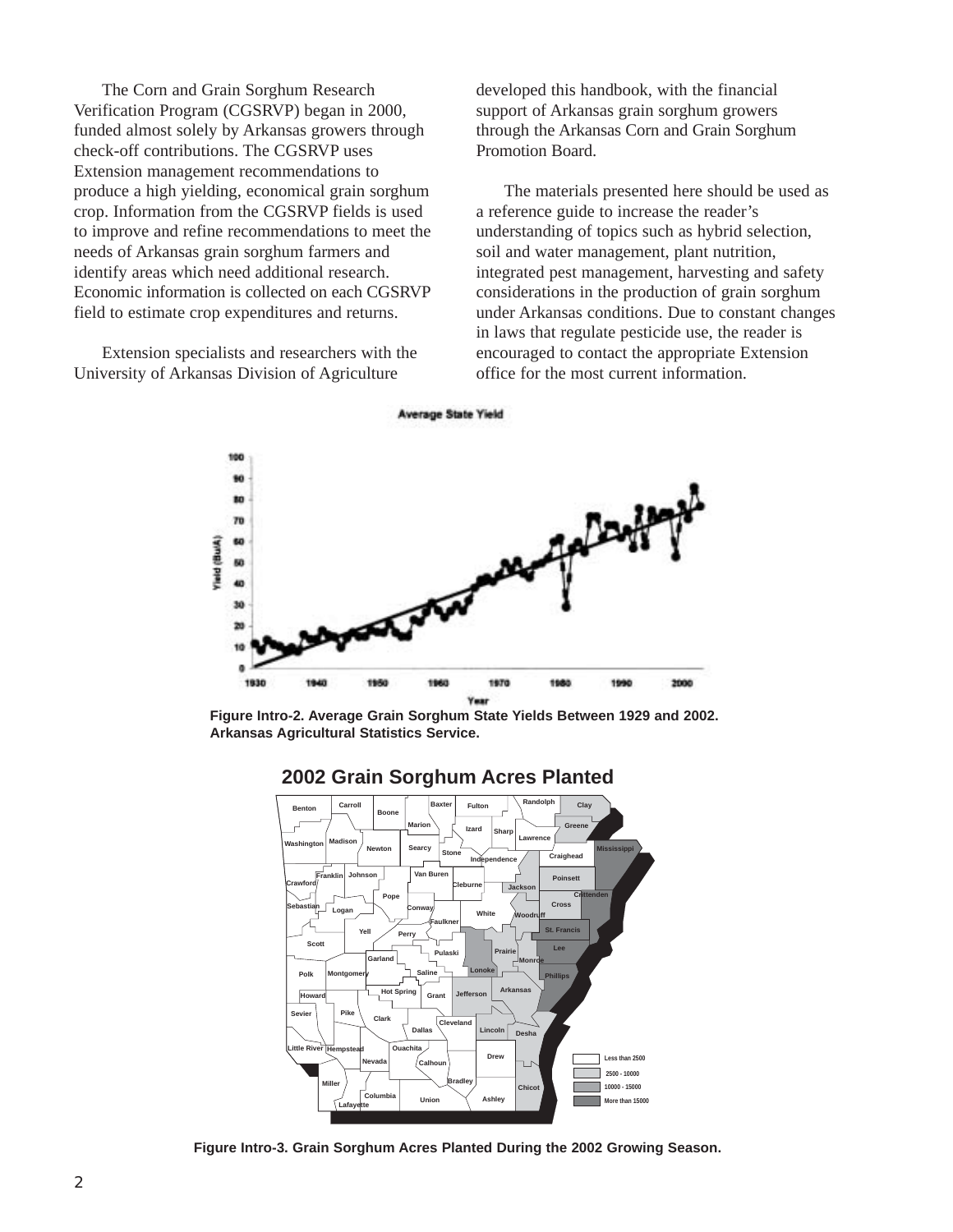The Corn and Grain Sorghum Research Verification Program (CGSRVP) began in 2000, funded almost solely by Arkansas growers through check-off contributions. The CGSRVP uses Extension management recommendations to produce a high yielding, economical grain sorghum crop. Information from the CGSRVP fields is used to improve and refine recommendations to meet the needs of Arkansas grain sorghum farmers and identify areas which need additional research. Economic information is collected on each CGSRVP field to estimate crop expenditures and returns.

Extension specialists and researchers with the University of Arkansas Division of Agriculture developed this handbook, with the financial support of Arkansas grain sorghum growers through the Arkansas Corn and Grain Sorghum Promotion Board.

The materials presented here should be used as a reference guide to increase the reader's understanding of topics such as hybrid selection, soil and water management, plant nutrition, integrated pest management, harvesting and safety considerations in the production of grain sorghum under Arkansas conditions. Due to constant changes in laws that regulate pesticide use, the reader is encouraged to contact the appropriate Extension office for the most current information.

Average State Yield

Yield (Bu/A)

100
90
80
70
60
50
40
30
20
10
0

1930 1940 1950 1960 1970 1980 1990 2000

Year

**Figure Intro-2. Average Grain Sorghum State Yields Between 1929 and 2002. Arkansas Agricultural Statistics Service.**

2002 Grain Sorghum Acres Planted

Benton, Carroll, Boone, Baxter, Fulton, Randolph, Clay, Marion, Izard, Sharp, Greene, Lawrence, Washington, Madison, Newton, Searcy, Stone, Independence, Craighead, Mississippi, Crawford, Franklin, Johnson, Van Buren, Cleburne, Jackson, Poinsett, Pope, Crittenden, Sebastian, Logan, Conway, White, Woodruff, Cross, Faulkner, Yell, Perry, St. Francis, Scott, Pulaski, Prairie, Lee, Garland, Monroe, Polk, Montgomery, Saline, Lonoke, Phillips, Hot Spring, Grant, Jefferson, Arkansas, Howard, Sevier, Pike, Clark, Cleveland, Lincoln, Desha, Dallas, Little River, Hempstead, Ouachita, Drew, Nevada, Calhoun, Bradley, Miller, Chicot, Columbia, Union, Ashley, Lafayette

Less than 2500
2500 - 10000
10000 - 15000
More than 15000

**Figure Intro-3. Grain Sorghum Acres Planted During the 2002 Growing Season.**